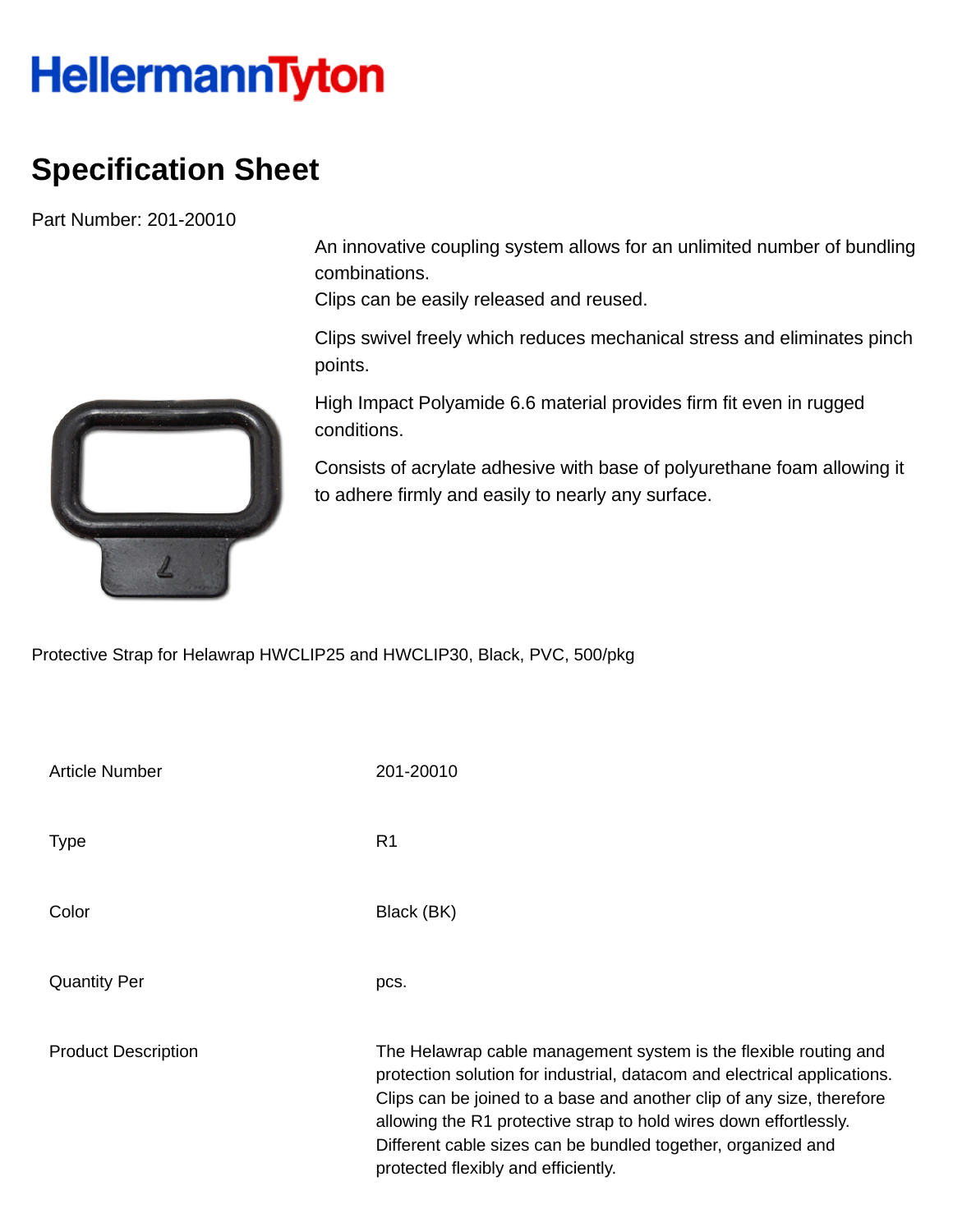# HellermannTyton

## Specification Sheet

Part Number: 201-20010

An innovative coupling system allows for an unlimited number of bundling combinations.
Clips can be easily released and reused.

Clips swivel freely which reduces mechanical stress and eliminates pinch points.

High Impact Polyamide 6.6 material provides firm fit even in rugged conditions.

Consists of acrylate adhesive with base of polyurethane foam allowing it to adhere firmly and easily to nearly any surface.

Protective Strap for Helawrap HWCLIP25 and HWCLIP30, Black, PVC, 500/pkg

| | |
|---|---|
| Article Number | 201-20010 |
| Type | R1 |
| Color | Black (BK) |
| Quantity Per | pcs. |
| Product Description | The Helawrap cable management system is the flexible routing and protection solution for industrial, datacom and electrical applications. Clips can be joined to a base and another clip of any size, therefore allowing the R1 protective strap to hold wires down effortlessly. Different cable sizes can be bundled together, organized and protected flexibly and efficiently. |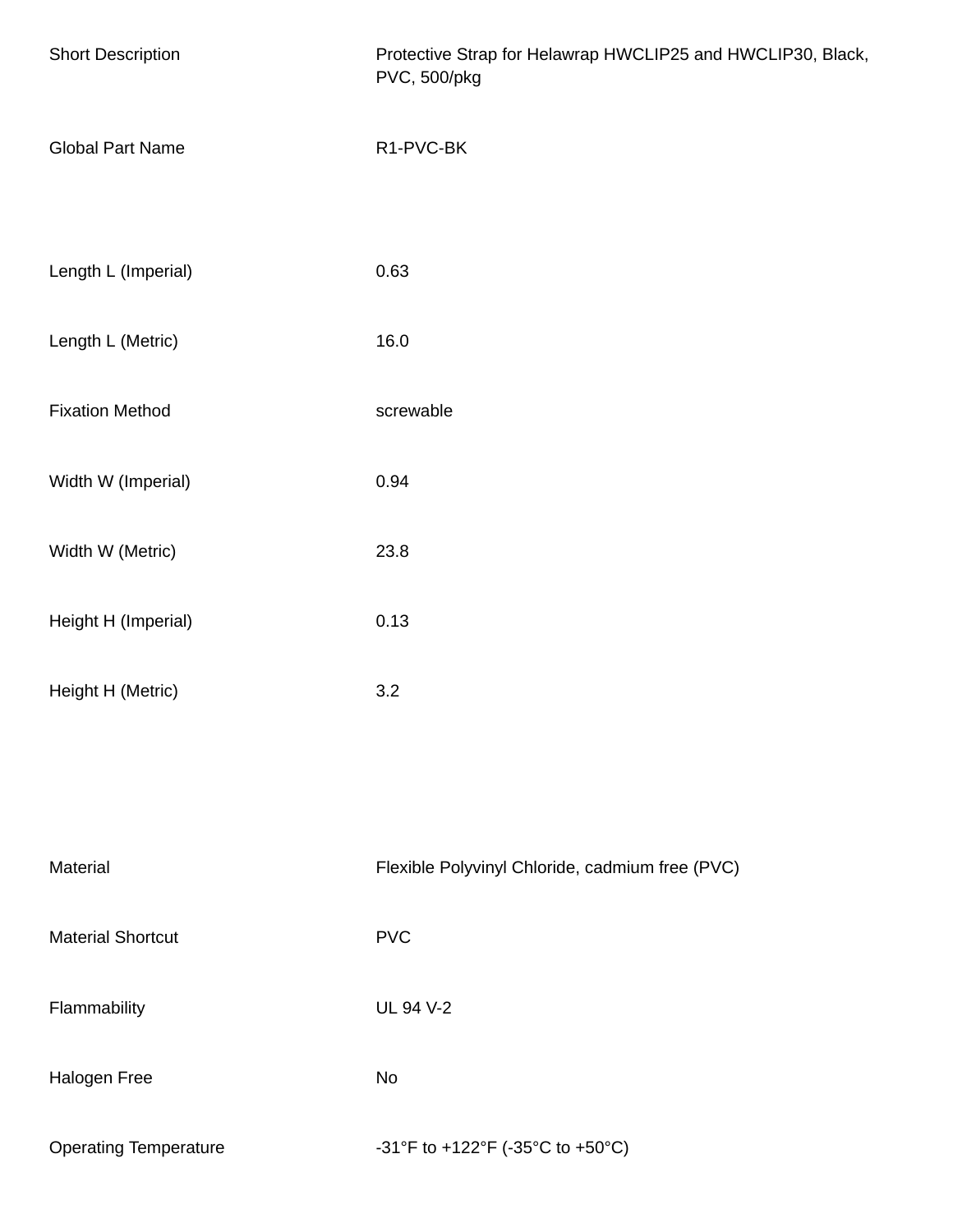| | |
|---|---|
| Short Description | Protective Strap for Helawrap HWCLIP25 and HWCLIP30, Black, PVC, 500/pkg |
| Global Part Name | R1-PVC-BK |
| Length L (Imperial) | 0.63 |
| Length L (Metric) | 16.0 |
| Fixation Method | screwable |
| Width W (Imperial) | 0.94 |
| Width W (Metric) | 23.8 |
| Height H (Imperial) | 0.13 |
| Height H (Metric) | 3.2 |
| Material | Flexible Polyvinyl Chloride, cadmium free (PVC) |
| Material Shortcut | PVC |
| Flammability | UL 94 V-2 |
| Halogen Free | No |
| Operating Temperature | -31°F to +122°F (-35°C to +50°C) |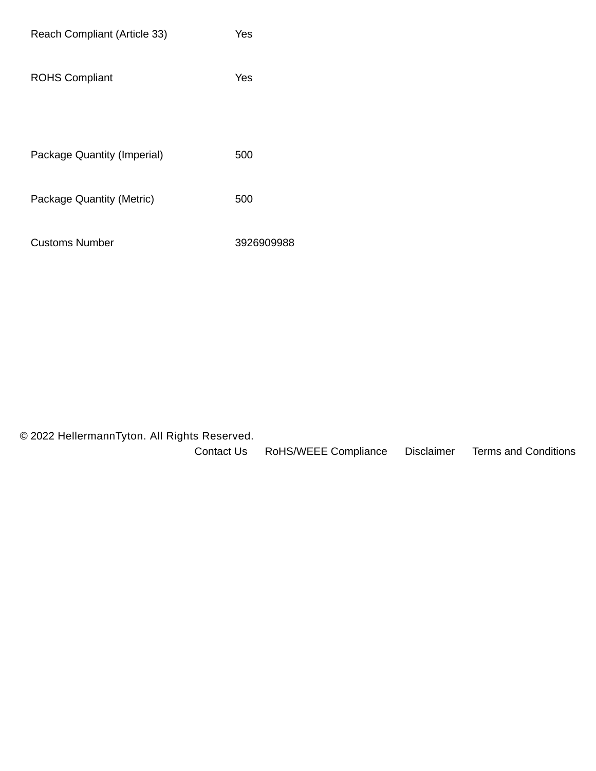| | |
|---|---|
| Reach Compliant (Article 33) | Yes |
| ROHS Compliant | Yes |

| | |
|---|---|
| Package Quantity (Imperial) | 500 |
| Package Quantity (Metric) | 500 |
| Customs Number | 3926909988 |

© 2022 HellermannTyton. All Rights Reserved.

Contact Us   RoHS/WEEE Compliance   Disclaimer   Terms and Conditions